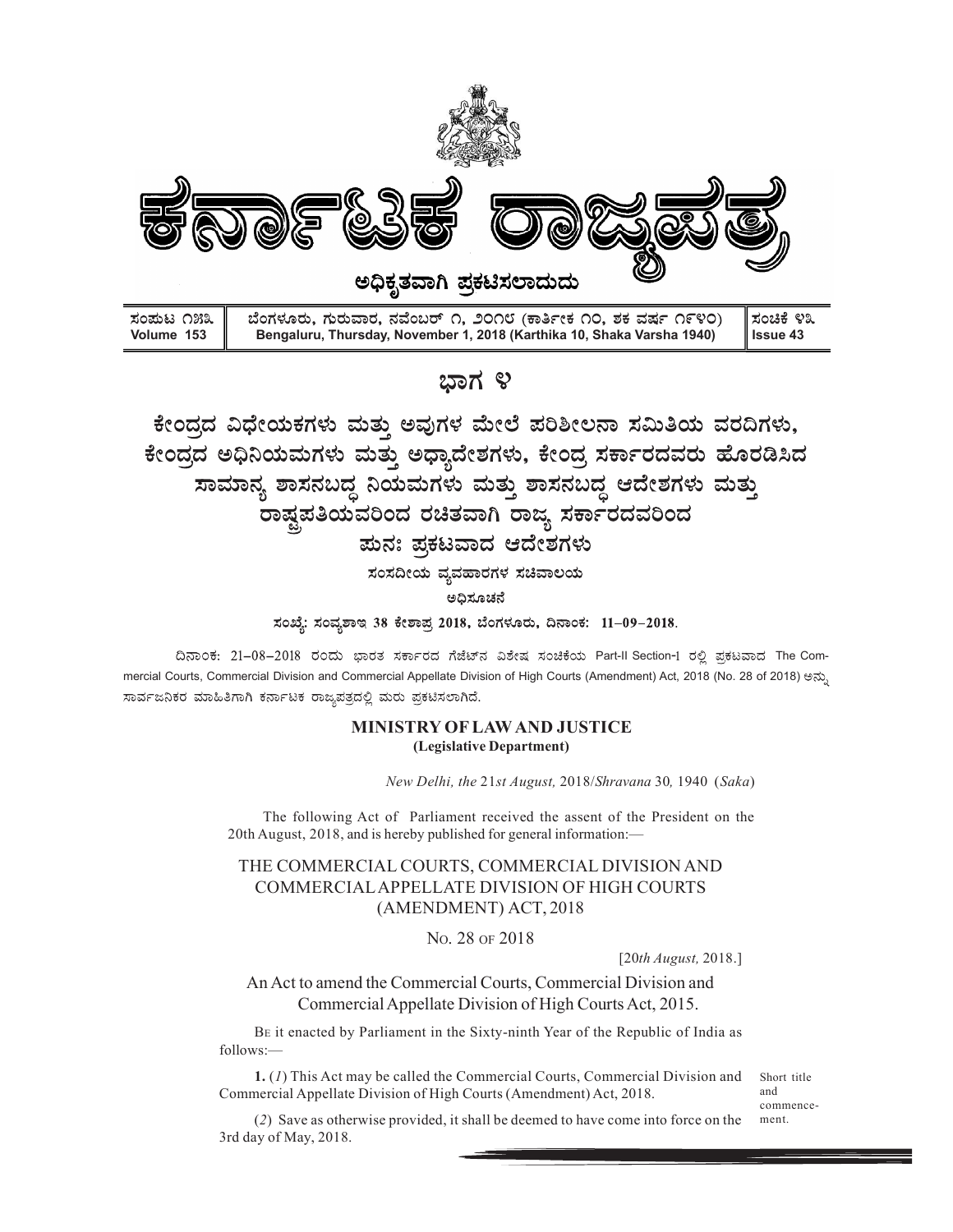# ಕರ್ನಾಟಕ ರಾಜ್ಯಪತ್ರ

**ಅಧಿಕೃತವಾಗಿ ಪ್ರಕಟಿಸಲಾದುದು**

| ಸಂಪುಟ ೧೫೩ Volume 153 | ಬೆಂಗಳೂರು, ಗುರುವಾರ, ನವೆಂಬರ್ ೧, ೨೦೧೮ (ಕಾರ್ತೀಕ ೧೦, ಶಕ ವರ್ಷ ೧೯೪೦) Bengaluru, Thursday, November 1, 2018 (Karthika 10, Shaka Varsha 1940) | ಸಂಚಿಕೆ ೪೩ Issue 43 |
|---|---|---|

## ಭಾಗ ೪

## ಕೇಂದ್ರದ ವಿಧೇಯಕಗಳು ಮತ್ತು ಅವುಗಳ ಮೇಲೆ ಪರಿಶೀಲನಾ ಸಮಿತಿಯ ವರದಿಗಳು, ಕೇಂದ್ರದ ಅಧಿನಿಯಮಗಳು ಮತ್ತು ಅಧ್ಯಾದೇಶಗಳು, ಕೇಂದ್ರ ಸರ್ಕಾರದವರು ಹೊರಡಿಸಿದ ಸಾಮಾನ್ಯ ಶಾಸನಬದ್ಧ ನಿಯಮಗಳು ಮತ್ತು ಶಾಸನಬದ್ಧ ಆದೇಶಗಳು ಮತ್ತು ರಾಷ್ಟ್ರಪತಿಯವರಿಂದ ರಚಿತವಾಗಿ ರಾಜ್ಯ ಸರ್ಕಾರದವರಿಂದ ಪುನಃ ಪ್ರಕಟವಾದ ಆದೇಶಗಳು

**ಸಂಸದೀಯ ವ್ಯವಹಾರಗಳ ಸಚಿವಾಲಯ**

**ಅಧಿಸೂಚನೆ**

**ಸಂಖ್ಯೆ: ಸಂವ್ಯಶಾಇ 38 ಕೇಶಾಪ್ರ 2018, ಬೆಂಗಳೂರು, ದಿನಾಂಕ: 11-09-2018.**

ದಿನಾಂಕ: 21-08-2018 ರಂದು ಭಾರತ ಸರ್ಕಾರದ ಗೆಜೆಟ್‌ನ ವಿಶೇಷ ಸಂಚಿಕೆಯ Part-II Section-1 ರಲ್ಲಿ ಪ್ರಕಟವಾದ The Commercial Courts, Commercial Division and Commercial Appellate Division of High Courts (Amendment) Act, 2018 (No. 28 of 2018) ಅನ್ನು ಸಾರ್ವಜನಿಕರ ಮಾಹಿತಿಗಾಗಿ ಕರ್ನಾಟಕ ರಾಜ್ಯಪತ್ರದಲ್ಲಿ ಮರು ಪ್ರಕಟಿಸಲಾಗಿದೆ.

**MINISTRY OF LAW AND JUSTICE**
**(Legislative Department)**

*New Delhi, the* 21*st August,* 2018/*Shravana* 30*,* 1940 (*Saka*)

The following Act of Parliament received the assent of the President on the 20th August, 2018, and is hereby published for general information:—

THE COMMERCIAL COURTS, COMMERCIAL DIVISION AND COMMERCIAL APPELLATE DIVISION OF HIGH COURTS (AMENDMENT) ACT, 2018

NO. 28 OF 2018

[20*th August,* 2018.]

An Act to amend the Commercial Courts, Commercial Division and Commercial Appellate Division of High Courts Act, 2015.

BE it enacted by Parliament in the Sixty-ninth Year of the Republic of India as follows:—

Short title and commencement.

**1.** (*1*) This Act may be called the Commercial Courts, Commercial Division and Commercial Appellate Division of High Courts (Amendment) Act, 2018.

(*2*) Save as otherwise provided, it shall be deemed to have come into force on the 3rd day of May, 2018.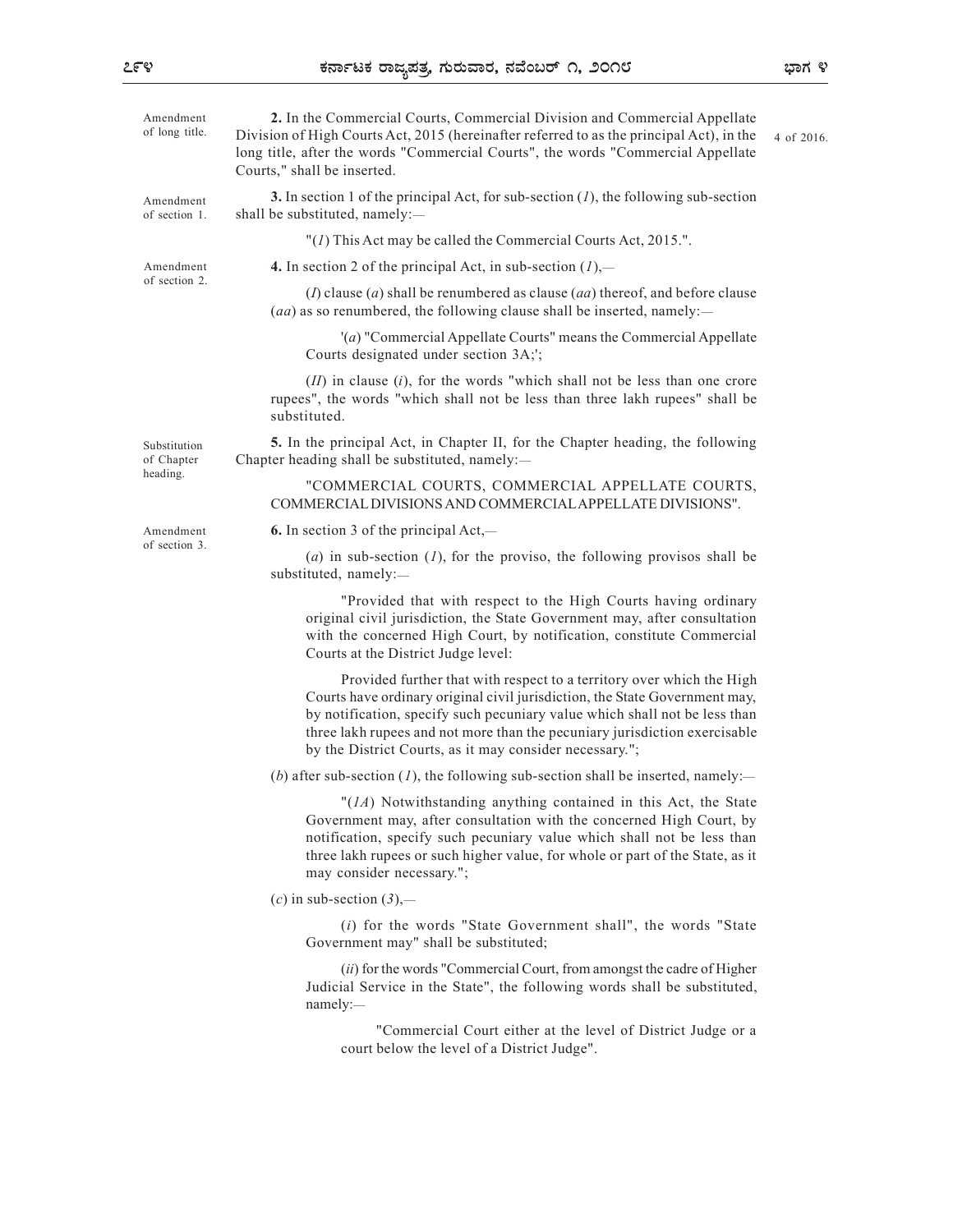Amendment of long title.

**2.** In the Commercial Courts, Commercial Division and Commercial Appellate Division of High Courts Act, 2015 (hereinafter referred to as the principal Act), in the long title, after the words "Commercial Courts", the words "Commercial Appellate Courts," shall be inserted.

4 of 2016.

Amendment of section 1.

**3.** In section 1 of the principal Act, for sub-section (*1*), the following sub-section shall be substituted, namely:—

"(*1*) This Act may be called the Commercial Courts Act, 2015.".

Amendment of section 2.

**4.** In section 2 of the principal Act, in sub-section (*1*),—

(*I*) clause (*a*) shall be renumbered as clause (*aa*) thereof, and before clause (*aa*) as so renumbered, the following clause shall be inserted, namely:—

'(*a*) "Commercial Appellate Courts" means the Commercial Appellate Courts designated under section 3A;';

(*II*) in clause (*i*), for the words "which shall not be less than one crore rupees", the words "which shall not be less than three lakh rupees" shall be substituted.

Substitution of Chapter heading.

**5.** In the principal Act, in Chapter II, for the Chapter heading, the following Chapter heading shall be substituted, namely:—

"COMMERCIAL COURTS, COMMERCIAL APPELLATE COURTS, COMMERCIAL DIVISIONS AND COMMERCIAL APPELLATE DIVISIONS".

Amendment of section 3.

**6.** In section 3 of the principal Act,—

(*a*) in sub-section (*1*), for the proviso, the following provisos shall be substituted, namely:—

"Provided that with respect to the High Courts having ordinary original civil jurisdiction, the State Government may, after consultation with the concerned High Court, by notification, constitute Commercial Courts at the District Judge level:

Provided further that with respect to a territory over which the High Courts have ordinary original civil jurisdiction, the State Government may, by notification, specify such pecuniary value which shall not be less than three lakh rupees and not more than the pecuniary jurisdiction exercisable by the District Courts, as it may consider necessary.";

(*b*) after sub-section (*1*), the following sub-section shall be inserted, namely:—

"(*1A*) Notwithstanding anything contained in this Act, the State Government may, after consultation with the concerned High Court, by notification, specify such pecuniary value which shall not be less than three lakh rupees or such higher value, for whole or part of the State, as it may consider necessary.";

(*c*) in sub-section (*3*),—

(*i*) for the words "State Government shall", the words "State Government may" shall be substituted;

(*ii*) for the words "Commercial Court, from amongst the cadre of Higher Judicial Service in the State", the following words shall be substituted, namely:—

"Commercial Court either at the level of District Judge or a court below the level of a District Judge".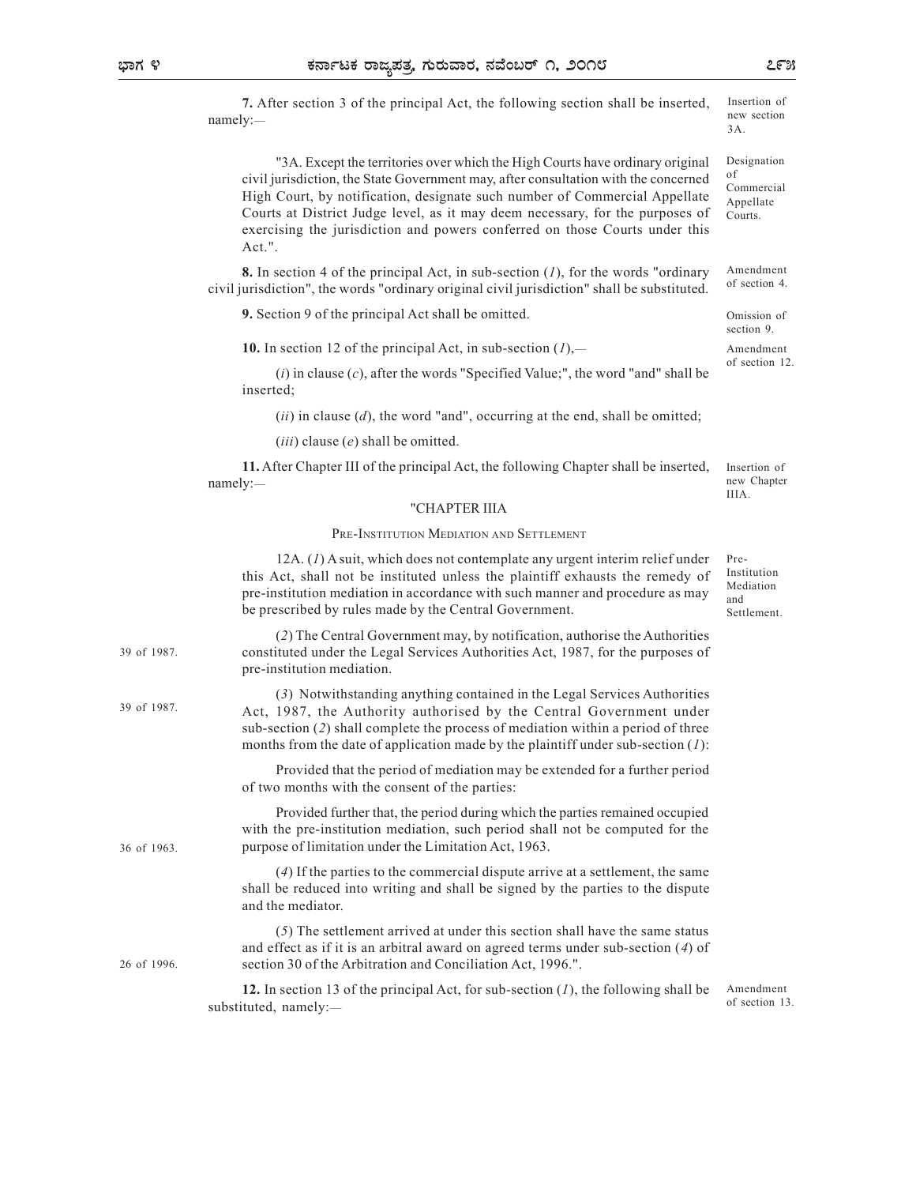**7.** After section 3 of the principal Act, the following section shall be inserted, namely:—

Insertion of new section 3A.

"3A. Except the territories over which the High Courts have ordinary original civil jurisdiction, the State Government may, after consultation with the concerned High Court, by notification, designate such number of Commercial Appellate Courts at District Judge level, as it may deem necessary, for the purposes of exercising the jurisdiction and powers conferred on those Courts under this Act.".

Designation of Commercial Appellate Courts.

**8.** In section 4 of the principal Act, in sub-section (*1*), for the words "ordinary civil jurisdiction", the words "ordinary original civil jurisdiction" shall be substituted.

Amendment of section 4.

**9.** Section 9 of the principal Act shall be omitted.

Omission of section 9.

**10.** In section 12 of the principal Act, in sub-section (*1*),—

Amendment of section 12.

(*i*) in clause (*c*), after the words "Specified Value;", the word "and" shall be inserted;

(*ii*) in clause (*d*), the word "and", occurring at the end, shall be omitted;

(*iii*) clause (*e*) shall be omitted.

**11.** After Chapter III of the principal Act, the following Chapter shall be inserted, namely:—

Insertion of new Chapter IIIA.

"CHAPTER IIIA

PRE-INSTITUTION MEDIATION AND SETTLEMENT

12A. (*1*) A suit, which does not contemplate any urgent interim relief under this Act, shall not be instituted unless the plaintiff exhausts the remedy of pre-institution mediation in accordance with such manner and procedure as may be prescribed by rules made by the Central Government.

Pre-Institution Mediation and Settlement.

(*2*) The Central Government may, by notification, authorise the Authorities constituted under the Legal Services Authorities Act, 1987, for the purposes of pre-institution mediation.

39 of 1987.

(*3*) Notwithstanding anything contained in the Legal Services Authorities Act, 1987, the Authority authorised by the Central Government under sub-section (*2*) shall complete the process of mediation within a period of three months from the date of application made by the plaintiff under sub-section (*1*):

39 of 1987.

Provided that the period of mediation may be extended for a further period of two months with the consent of the parties:

Provided further that, the period during which the parties remained occupied with the pre-institution mediation, such period shall not be computed for the purpose of limitation under the Limitation Act, 1963.

36 of 1963.

(*4*) If the parties to the commercial dispute arrive at a settlement, the same shall be reduced into writing and shall be signed by the parties to the dispute and the mediator.

(*5*) The settlement arrived at under this section shall have the same status and effect as if it is an arbitral award on agreed terms under sub-section (*4*) of section 30 of the Arbitration and Conciliation Act, 1996.".

26 of 1996.

**12.** In section 13 of the principal Act, for sub-section (*1*), the following shall be substituted, namely:—

Amendment of section 13.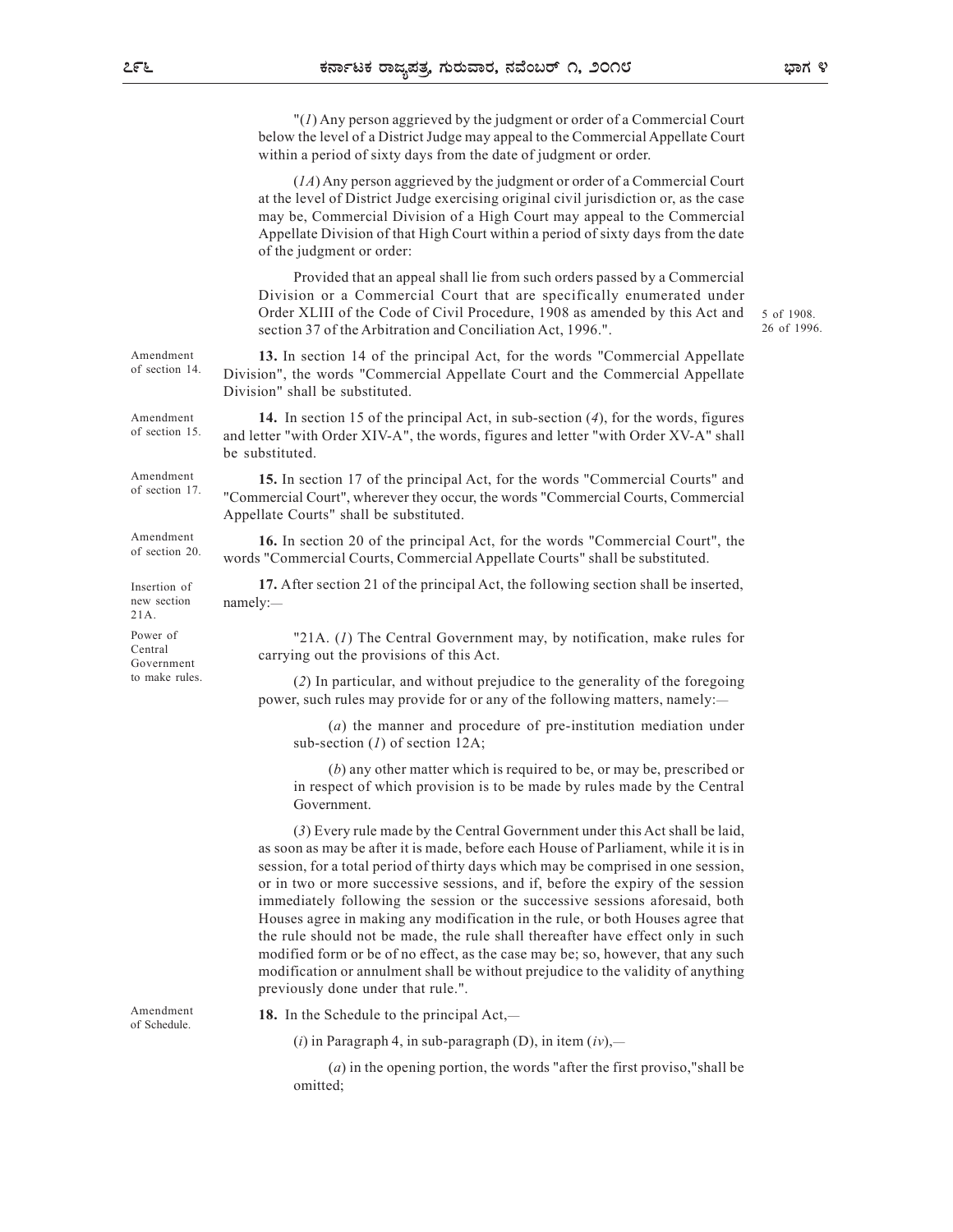"(*1*) Any person aggrieved by the judgment or order of a Commercial Court below the level of a District Judge may appeal to the Commercial Appellate Court within a period of sixty days from the date of judgment or order.

(*1A*) Any person aggrieved by the judgment or order of a Commercial Court at the level of District Judge exercising original civil jurisdiction or, as the case may be, Commercial Division of a High Court may appeal to the Commercial Appellate Division of that High Court within a period of sixty days from the date of the judgment or order:

Provided that an appeal shall lie from such orders passed by a Commercial Division or a Commercial Court that are specifically enumerated under Order XLIII of the Code of Civil Procedure, 1908 as amended by this Act and section 37 of the Arbitration and Conciliation Act, 1996.". 5 of 1908. 26 of 1996.

Amendment of section 14.

**13.** In section 14 of the principal Act, for the words "Commercial Appellate Division", the words "Commercial Appellate Court and the Commercial Appellate Division" shall be substituted.

Amendment of section 15.

**14.** In section 15 of the principal Act, in sub-section (*4*), for the words, figures and letter "with Order XIV-A", the words, figures and letter "with Order XV-A" shall be substituted.

Amendment of section 17.

**15.** In section 17 of the principal Act, for the words "Commercial Courts" and "Commercial Court", wherever they occur, the words "Commercial Courts, Commercial Appellate Courts" shall be substituted.

Amendment of section 20.

**16.** In section 20 of the principal Act, for the words "Commercial Court", the words "Commercial Courts, Commercial Appellate Courts" shall be substituted.

Insertion of new section 21A.

**17.** After section 21 of the principal Act, the following section shall be inserted, namely:—

Power of Central Government to make rules.

"21A. (*1*) The Central Government may, by notification, make rules for carrying out the provisions of this Act.

(*2*) In particular, and without prejudice to the generality of the foregoing power, such rules may provide for or any of the following matters, namely:—

(*a*) the manner and procedure of pre-institution mediation under sub-section (*1*) of section 12A;

(*b*) any other matter which is required to be, or may be, prescribed or in respect of which provision is to be made by rules made by the Central Government.

(*3*) Every rule made by the Central Government under this Act shall be laid, as soon as may be after it is made, before each House of Parliament, while it is in session, for a total period of thirty days which may be comprised in one session, or in two or more successive sessions, and if, before the expiry of the session immediately following the session or the successive sessions aforesaid, both Houses agree in making any modification in the rule, or both Houses agree that the rule should not be made, the rule shall thereafter have effect only in such modified form or be of no effect, as the case may be; so, however, that any such modification or annulment shall be without prejudice to the validity of anything previously done under that rule.".

Amendment of Schedule.

**18.** In the Schedule to the principal Act,—

(*i*) in Paragraph 4, in sub-paragraph (D), in item (*iv*),—

(*a*) in the opening portion, the words "after the first proviso,"shall be omitted;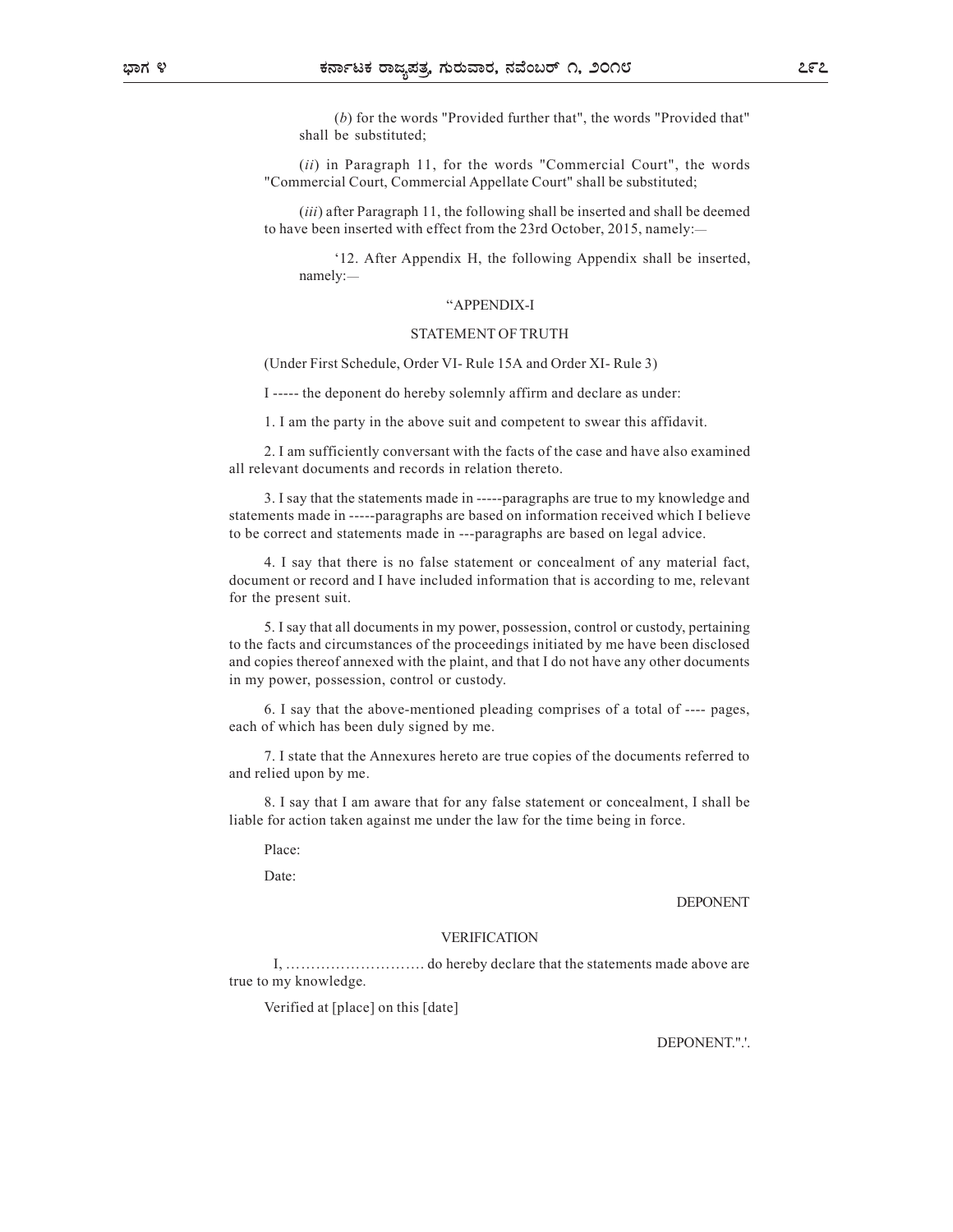(*b*) for the words "Provided further that", the words "Provided that" shall be substituted;

(*ii*) in Paragraph 11, for the words "Commercial Court", the words "Commercial Court, Commercial Appellate Court" shall be substituted;

(*iii*) after Paragraph 11, the following shall be inserted and shall be deemed to have been inserted with effect from the 23rd October, 2015, namely:—

'12. After Appendix H, the following Appendix shall be inserted, namely:—

"APPENDIX-I

STATEMENT OF TRUTH

(Under First Schedule, Order VI- Rule 15A and Order XI- Rule 3)

I ----- the deponent do hereby solemnly affirm and declare as under:

1. I am the party in the above suit and competent to swear this affidavit.

2. I am sufficiently conversant with the facts of the case and have also examined all relevant documents and records in relation thereto.

3. I say that the statements made in -----paragraphs are true to my knowledge and statements made in -----paragraphs are based on information received which I believe to be correct and statements made in ---paragraphs are based on legal advice.

4. I say that there is no false statement or concealment of any material fact, document or record and I have included information that is according to me, relevant for the present suit.

5. I say that all documents in my power, possession, control or custody, pertaining to the facts and circumstances of the proceedings initiated by me have been disclosed and copies thereof annexed with the plaint, and that I do not have any other documents in my power, possession, control or custody.

6. I say that the above-mentioned pleading comprises of a total of ---- pages, each of which has been duly signed by me.

7. I state that the Annexures hereto are true copies of the documents referred to and relied upon by me.

8. I say that I am aware that for any false statement or concealment, I shall be liable for action taken against me under the law for the time being in force.

Place:

Date:

DEPONENT

VERIFICATION

I, ............................ do hereby declare that the statements made above are true to my knowledge.

Verified at [place] on this [date]

DEPONENT.".'.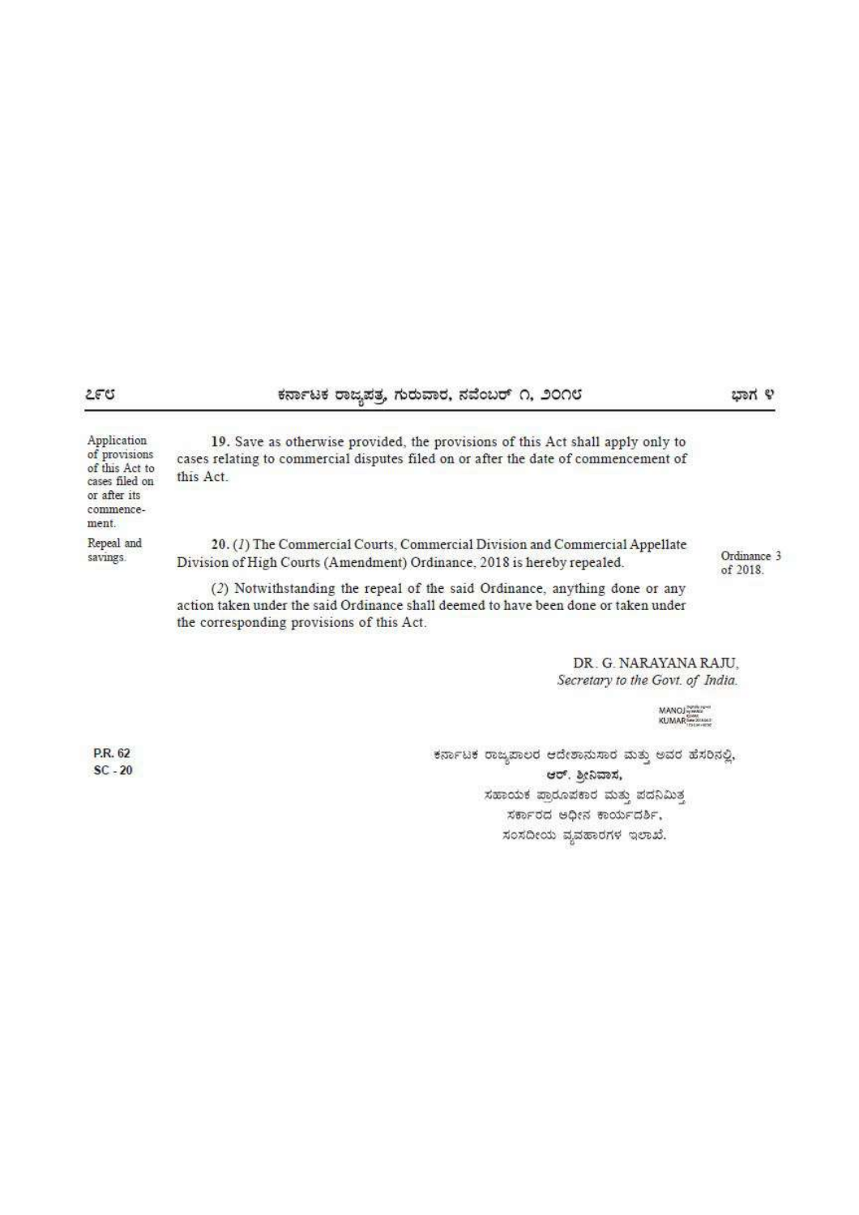**Application of provisions of this Act to cases filed on or after its commencement.**

19. Save as otherwise provided, the provisions of this Act shall apply only to cases relating to commercial disputes filed on or after the date of commencement of this Act.

**Repeal and savings.**

20. (*1*) The Commercial Courts, Commercial Division and Commercial Appellate Division of High Courts (Amendment) Ordinance, 2018 is hereby repealed. Ordinance 3 of 2018.

(*2*) Notwithstanding the repeal of the said Ordinance, anything done or any action taken under the said Ordinance shall deemed to have been done or taken under the corresponding provisions of this Act.

DR. G. NARAYANA RAJU,
*Secretary to the Govt. of India.*

P.R. 62
SC - 20

ಕರ್ನಾಟಕ ರಾಜ್ಯಪಾಲರ ಆದೇಶಾನುಸಾರ ಮತ್ತು ಅವರ ಹೆಸರಿನಲ್ಲಿ,
**ಆರ್. ಶ್ರೀನಿವಾಸ,**
ಸಹಾಯಕ ಪ್ರಾರೂಪಕಾರ ಮತ್ತು ಪದನಿಮಿತ್ತ
ಸರ್ಕಾರದ ಅಧೀನ ಕಾರ್ಯದರ್ಶಿ,
ಸಂಸದೀಯ ವ್ಯವಹಾರಗಳ ಇಲಾಖೆ.